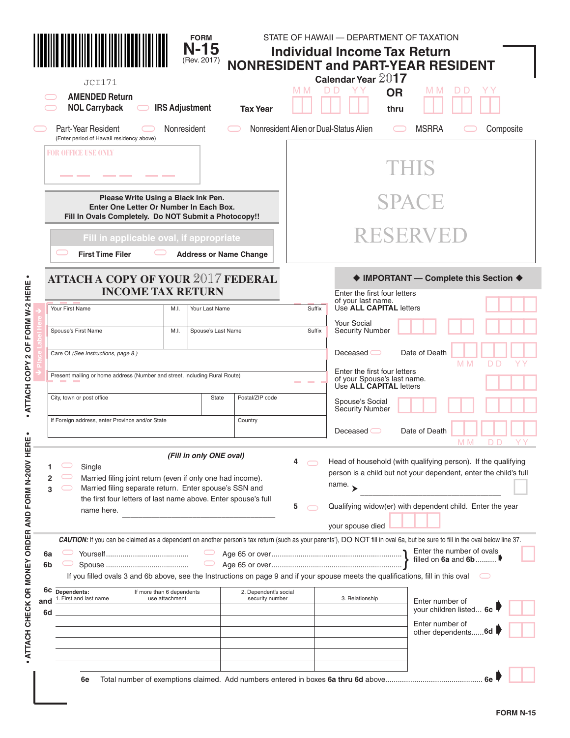JCI171

FORM **N-15** (Rev. 2017)

STATE OF HAWAII — DEPARTMENT OF TAXATION

# Individual Income Tax Return NONRESIDENT and PART-YEAR RESIDENT

Calendar Year 2017 OR Tax Year MM DD YY thru MM DD YY

AMENDED Return

NOL Carryback

IRS Adjustment

Part-Year Resident (Enter period of Hawaii residency above)

Nonresident

Nonresident Alien or Dual-Status Alien

MSRRA

Composite

FOR OFFICE USE ONLY

THIS SPACE RESERVED

**Please Write Using a Black Ink Pen. Enter One Letter Or Number In Each Box. Fill In Ovals Completely. Do NOT Submit a Photocopy!!**

**Fill in applicable oval, if appropriate**

First Time Filer

Address or Name Change

## ATTACH A COPY OF YOUR 2017 FEDERAL INCOME TAX RETURN

• ATTACH COPY 2 OF FORM W-2 HERE • ATTACH CHECK OR MONEY ORDER AND FORM N-200V HERE •

Place Label Here

| Your First Name | M.I. | Your Last Name | Suffix |
|---|---|---|---|
| Spouse's First Name | M.I. | Spouse's Last Name | Suffix |
| Care Of *(See Instructions, page 8.)* | | | |
| Present mailing or home address (Number and street, including Rural Route) | | | |
| City, town or post office | State | Postal/ZIP code | |
| If Foreign address, enter Province and/or State | | Country | |

**◆ IMPORTANT — Complete this Section ◆**

Enter the first four letters of your last name. Use **ALL CAPITAL** letters

Your Social Security Number

Deceased — Date of Death MM DD YY

Enter the first four letters of your Spouse's last name. Use **ALL CAPITAL** letters

Spouse's Social Security Number

Deceased — Date of Death MM DD YY

*(Fill in only ONE oval)*

1. Single
2. Married filing joint return (even if only one had income).
3. Married filing separate return. Enter spouse's SSN and the first four letters of last name above. Enter spouse's full name here. ____________________
4. Head of household (with qualifying person). If the qualifying person is a child but not your dependent, enter the child's full name. ➤ ____________________
5. Qualifying widow(er) with dependent child. Enter the year your spouse died

***CAUTION:*** If you can be claimed as a dependent on another person's tax return (such as your parents'), DO NOT fill in oval 6a, but be sure to fill in the oval below line 37.

**6a** Yourself........................................ Age 65 or over..........
**6b** Spouse ........................................ Age 65 or over..........
} Enter the number of ovals filled on **6a** and **6b**..........

If you filled ovals 3 and 6b above, see the Instructions on page 9 and if your spouse meets the qualifications, fill in this oval

**6c and 6d**

| Dependents: 1. First and last name (If more than 6 dependents use attachment) | 2. Dependent's social security number | 3. Relationship |
|---|---|---|
| | | |
| | | |
| | | |
| | | |
| | | |
| | | |

Enter number of your children listed... **6c**

Enter number of other dependents......**6d**

**6e** Total number of exemptions claimed. Add numbers entered in boxes **6a thru 6d** above.............................................. **6e**

FORM N-15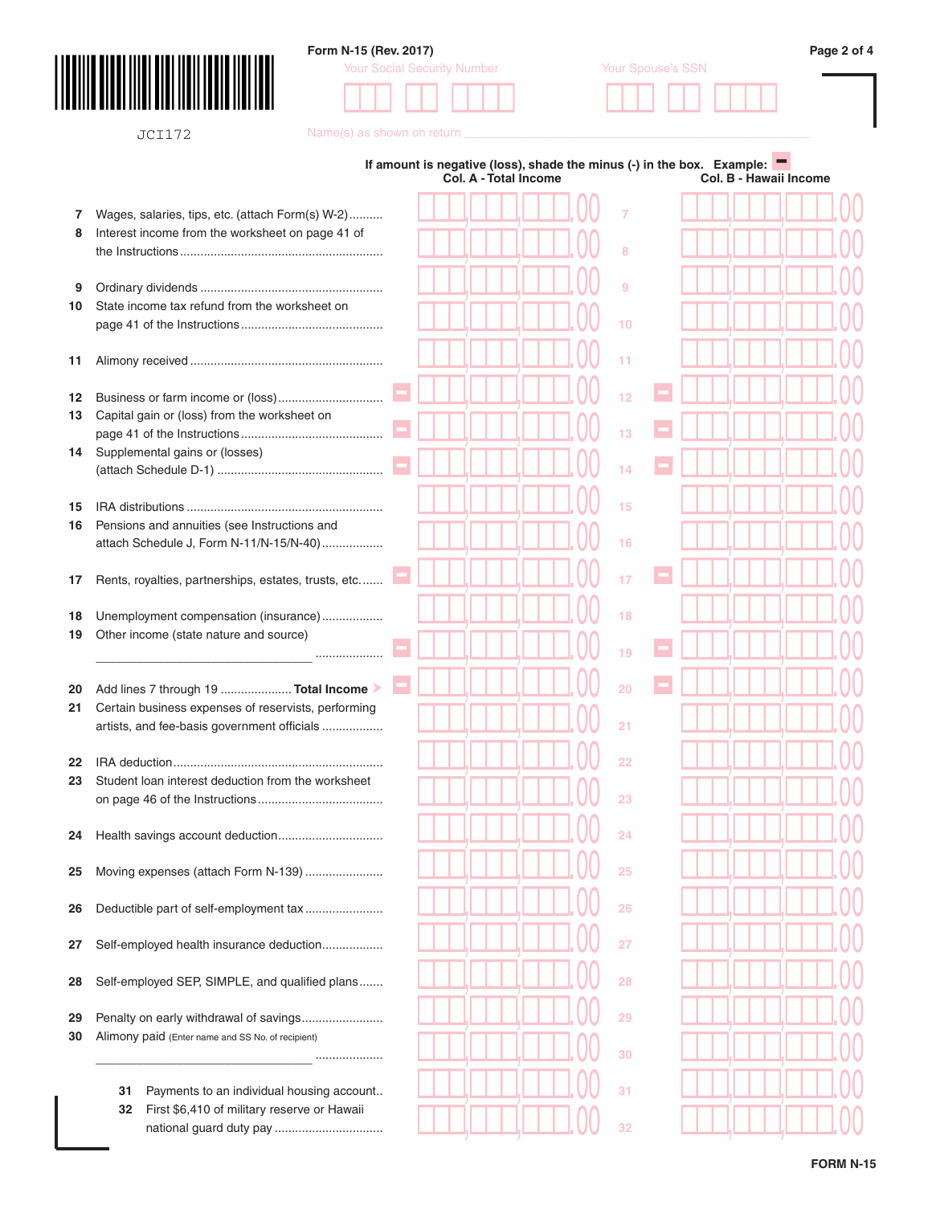Form N-15 (Rev. 2017)

JCI172

Your Social Security Number

Your Spouse's SSN

Name(s) as shown on return

If amount is negative (loss), shade the minus (-) in the box. Example: ▬

| Line | Description | Col. A - Total Income | | Col. B - Hawaii Income |
|---|---|---|---|---|
| 7 | Wages, salaries, tips, etc. (attach Form(s) W-2) | .00 | 7 | .00 |
| 8 | Interest income from the worksheet on page 41 of the Instructions | .00 | 8 | .00 |
| 9 | Ordinary dividends | .00 | 9 | .00 |
| 10 | State income tax refund from the worksheet on page 41 of the Instructions | .00 | 10 | .00 |
| 11 | Alimony received | .00 | 11 | .00 |
| 12 | Business or farm income or (loss) | ▬ .00 | 12 | ▬ .00 |
| 13 | Capital gain or (loss) from the worksheet on page 41 of the Instructions | ▬ .00 | 13 | ▬ .00 |
| 14 | Supplemental gains or (losses) (attach Schedule D-1) | ▬ .00 | 14 | ▬ .00 |
| 15 | IRA distributions | .00 | 15 | .00 |
| 16 | Pensions and annuities (see Instructions and attach Schedule J, Form N-11/N-15/N-40) | .00 | 16 | .00 |
| 17 | Rents, royalties, partnerships, estates, trusts, etc. | ▬ .00 | 17 | ▬ .00 |
| 18 | Unemployment compensation (insurance) | .00 | 18 | .00 |
| 19 | Other income (state nature and source) ______________________________ | ▬ .00 | 19 | ▬ .00 |
| 20 | Add lines 7 through 19 **Total Income** ➤ | ▬ .00 | 20 | ▬ .00 |
| 21 | Certain business expenses of reservists, performing artists, and fee-basis government officials | .00 | 21 | .00 |
| 22 | IRA deduction | .00 | 22 | .00 |
| 23 | Student loan interest deduction from the worksheet on page 46 of the Instructions | .00 | 23 | .00 |
| 24 | Health savings account deduction | .00 | 24 | .00 |
| 25 | Moving expenses (attach Form N-139) | .00 | 25 | .00 |
| 26 | Deductible part of self-employment tax | .00 | 26 | .00 |
| 27 | Self-employed health insurance deduction | .00 | 27 | .00 |
| 28 | Self-employed SEP, SIMPLE, and qualified plans | .00 | 28 | .00 |
| 29 | Penalty on early withdrawal of savings | .00 | 29 | .00 |
| 30 | Alimony paid (Enter name and SS No. of recipient) ______________________________ | .00 | 30 | .00 |
| 31 | Payments to an individual housing account | .00 | 31 | .00 |
| 32 | First $6,410 of military reserve or Hawaii national guard duty pay | .00 | 32 | .00 |

FORM N-15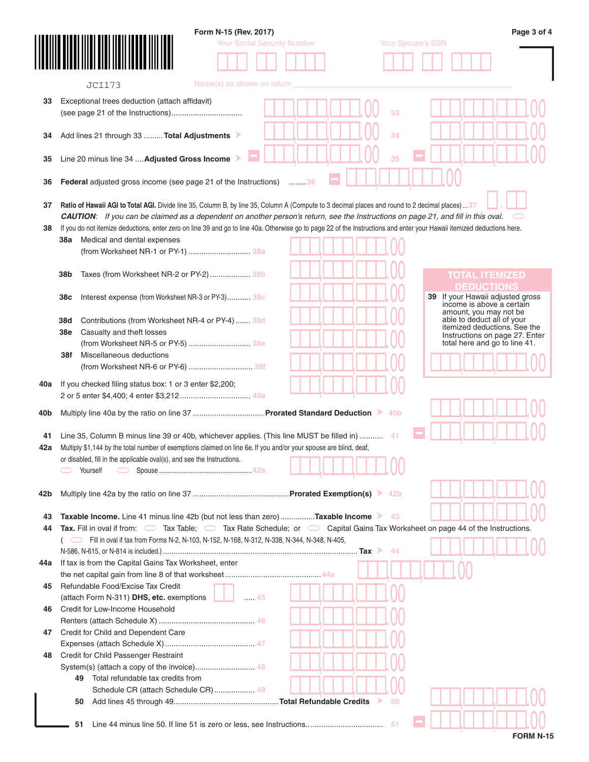Form N-15 (Rev. 2017)

JCI173

Your Social Security Number

Your Spouse's SSN

Name(s) as shown on return

**33** Exceptional trees deduction (attach affidavit) (see page 21 of the Instructions)................................. 33

**34** Add lines 21 through 33 ......... **Total Adjustments** 34

**35** Line 20 minus line 34 .... **Adjusted Gross Income** 35

**36** **Federal** adjusted gross income (see page 21 of the Instructions) ........36

**37** **Ratio of Hawaii AGI to Total AGI.** Divide line 35, Column B, by line 35, Column A (Compute to 3 decimal places and round to 2 decimal places)... 37

***CAUTION:*** *If you can be claimed as a dependent on another person's return, see the Instructions on page 21, and fill in this oval.*

**38** If you do not itemize deductions, enter zero on line 39 and go to line 40a. Otherwise go to page 22 of the Instructions and enter your Hawaii itemized deductions here.

- **38a** Medical and dental expenses (from Worksheet NR-1 or PY-1) ............................. 38a
- **38b** Taxes (from Worksheet NR-2 or PY-2) .................. 38b
- **38c** Interest expense (from Worksheet NR-3 or PY-3)........... 38c
- **38d** Contributions (from Worksheet NR-4 or PY-4) ....... 38d
- **38e** Casualty and theft losses (from Worksheet NR-5 or PY-5) ............................. 38e
- **38f** Miscellaneous deductions (from Worksheet NR-6 or PY-6) .............................. 38f

**TOTAL ITEMIZED DEDUCTIONS**

**39** If your Hawaii adjusted gross income is above a certain amount, you may not be able to deduct all of your itemized deductions. See the Instructions on page 27. Enter total here and go to line 41.

**40a** If you checked filing status box: 1 or 3 enter $2,200; 2 or 5 enter $4,400; 4 enter $3,212................................. 40a

**40b** Multiply line 40a by the ratio on line 37 ................................. **Prorated Standard Deduction** 40b

**41** Line 35, Column B minus line 39 or 40b, whichever applies. (This line MUST be filled in) .......... 41

**42a** Multiply $1,144 by the total number of exemptions claimed on line 6e. If you and/or your spouse are blind, deaf, or disabled, fill in the applicable oval(s), and see the Instructions.
Yourself   Spouse ....................................................42a

**42b** Multiply line 42a by the ratio on line 37 ............................................**Prorated Exemption(s)** 42b

**43** **Taxable Income.** Line 41 minus line 42b (but not less than zero) ................**Taxable Income** 43

**44** **Tax.** Fill in oval if from: Tax Table; Tax Rate Schedule; or Capital Gains Tax Worksheet on page 44 of the Instructions.
( Fill in oval if tax from Forms N-2, N-103, N-152, N-168, N-312, N-338, N-344, N-348, N-405, N-586, N-615, or N-814 is included.) .......................................................................................... **Tax** 44

**44a** If tax is from the Capital Gains Tax Worksheet, enter the net capital gain from line 8 of that worksheet............................................44a

**45** Refundable Food/Excise Tax Credit (attach Form N-311) **DHS, etc.** exemptions ..... 45

**46** Credit for Low-Income Household Renters (attach Schedule X) ............................................. 46

**47** Credit for Child and Dependent Care Expenses (attach Schedule X)......................................... 47

**48** Credit for Child Passenger Restraint System(s) (attach a copy of the invoice)............................ 48

**49** Total refundable tax credits from Schedule CR (attach Schedule CR)................... 49

**50** Add lines 45 through 49................................................**Total Refundable Credits** 50

**51** Line 44 minus line 50. If line 51 is zero or less, see Instructions.................................. 51

FORM N-15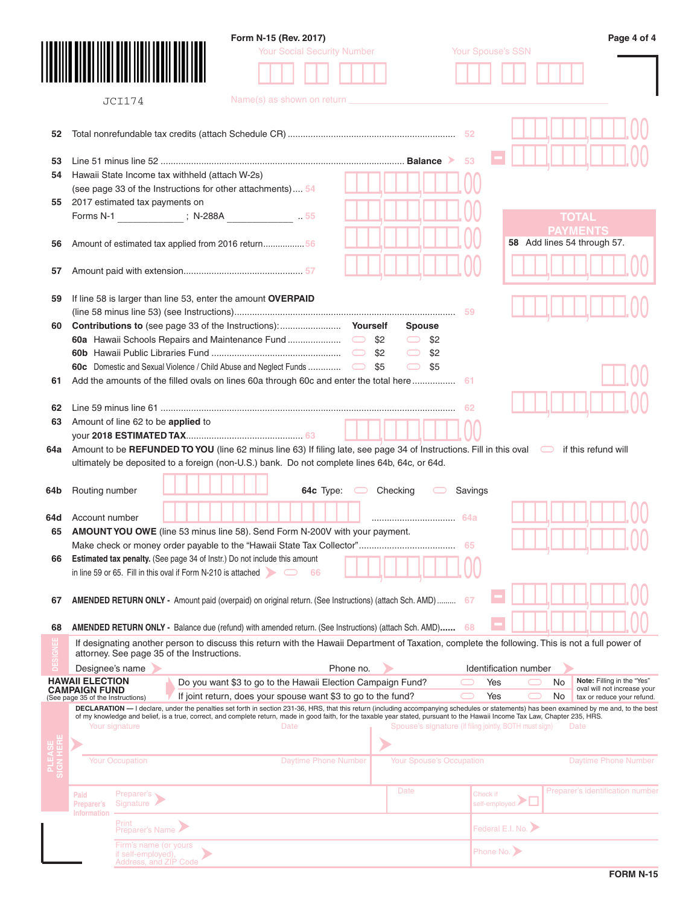Form N-15 (Rev. 2017)

JCI174

Your Social Security Number

Your Spouse's SSN

Name(s) as shown on return

52 Total nonrefundable tax credits (attach Schedule CR) ........ 52 .00

53 Line 51 minus line 52 ........ **Balance** 53 .00

54 Hawaii State Income tax withheld (attach W-2s) (see page 33 of the Instructions for other attachments) .... 54 .00

55 2017 estimated tax payments on Forms N-1 ____________ ; N-288A ____________ .. 55 .00

56 Amount of estimated tax applied from 2016 return ........ 56 .00

57 Amount paid with extension ........ 57 .00

**TOTAL PAYMENTS**

58 Add lines 54 through 57. .00

59 If line 58 is larger than line 53, enter the amount **OVERPAID** (line 58 minus line 53) (see Instructions) ........ 59 .00

60 **Contributions to** (see page 33 of the Instructions):

| | Yourself | Spouse |
|---|---|---|
| 60a Hawaii Schools Repairs and Maintenance Fund | $2 | $2 |
| 60b Hawaii Public Libraries Fund | $2 | $2 |
| 60c Domestic and Sexual Violence / Child Abuse and Neglect Funds | $5 | $5 |

61 Add the amounts of the filled ovals on lines 60a through 60c and enter the total here ........ 61 .00

62 Line 59 minus line 61 ........ 62 .00

63 Amount of line 62 to be **applied** to your **2018 ESTIMATED TAX** ........ 63 .00

64a Amount to be **REFUNDED TO YOU** (line 62 minus line 63) If filing late, see page 34 of Instructions. Fill in this oval if this refund will ultimately be deposited to a foreign (non-U.S.) bank. Do not complete lines 64b, 64c, or 64d.

64b Routing number

64c Type: Checking Savings

64d Account number ........ 64a .00

65 **AMOUNT YOU OWE** (line 53 minus line 58). Send Form N-200V with your payment. Make check or money order payable to the "Hawaii State Tax Collector" ........ 65 .00

66 **Estimated tax penalty.** (See page 34 of Instr.) Do not include this amount in line 59 or 65. Fill in this oval if Form N-210 is attached 66 .00

67 **AMENDED RETURN ONLY -** Amount paid (overpaid) on original return. (See Instructions) (attach Sch. AMD) ........ 67 .00

68 **AMENDED RETURN ONLY -** Balance due (refund) with amended return. (See Instructions) (attach Sch. AMD) ...... 68 .00

**DESIGNEE**

If designating another person to discuss this return with the Hawaii Department of Taxation, complete the following. This is not a full power of attorney. See page 35 of the Instructions.

Designee's name Phone no. Identification number

**HAWAII ELECTION CAMPAIGN FUND** (See page 35 of the Instructions)

Do you want $3 to go to the Hawaii Election Campaign Fund? Yes No

If joint return, does your spouse want $3 to go to the fund? Yes No

**Note:** Filling in the "Yes" oval will not increase your tax or reduce your refund.

**DECLARATION —** I declare, under the penalties set forth in section 231-36, HRS, that this return (including accompanying schedules or statements) has been examined by me and, to the best of my knowledge and belief, is a true, correct, and complete return, made in good faith, for the taxable year stated, pursuant to the Hawaii Income Tax Law, Chapter 235, HRS.

**PLEASE SIGN HERE**

Your signature | Date | Spouse's signature (if filing jointly, BOTH must sign) | Date

Your Occupation | Daytime Phone Number | Your Spouse's Occupation | Daytime Phone Number

**Paid Preparer's Information**

Preparer's Signature | Date | Check if self-employed | Preparer's identification number

Print Preparer's Name | Federal E.I. No.

Firm's name (or yours if self-employed), Address, and ZIP Code | Phone No.

FORM N-15